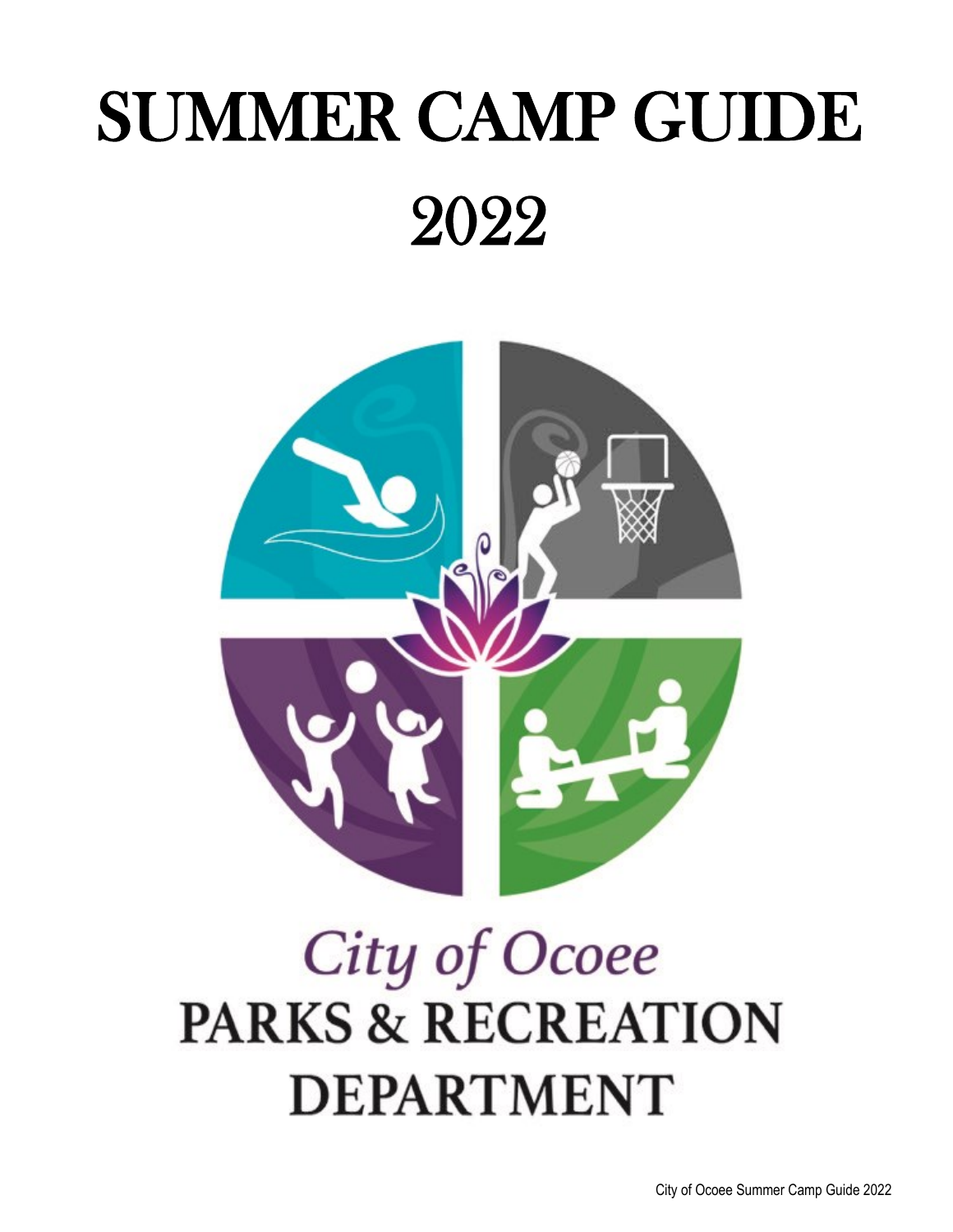# SUMMER CAMP GUIDE

# 2022

*City of Ocoee*

**PARKS & RECREATION DEPARTMENT**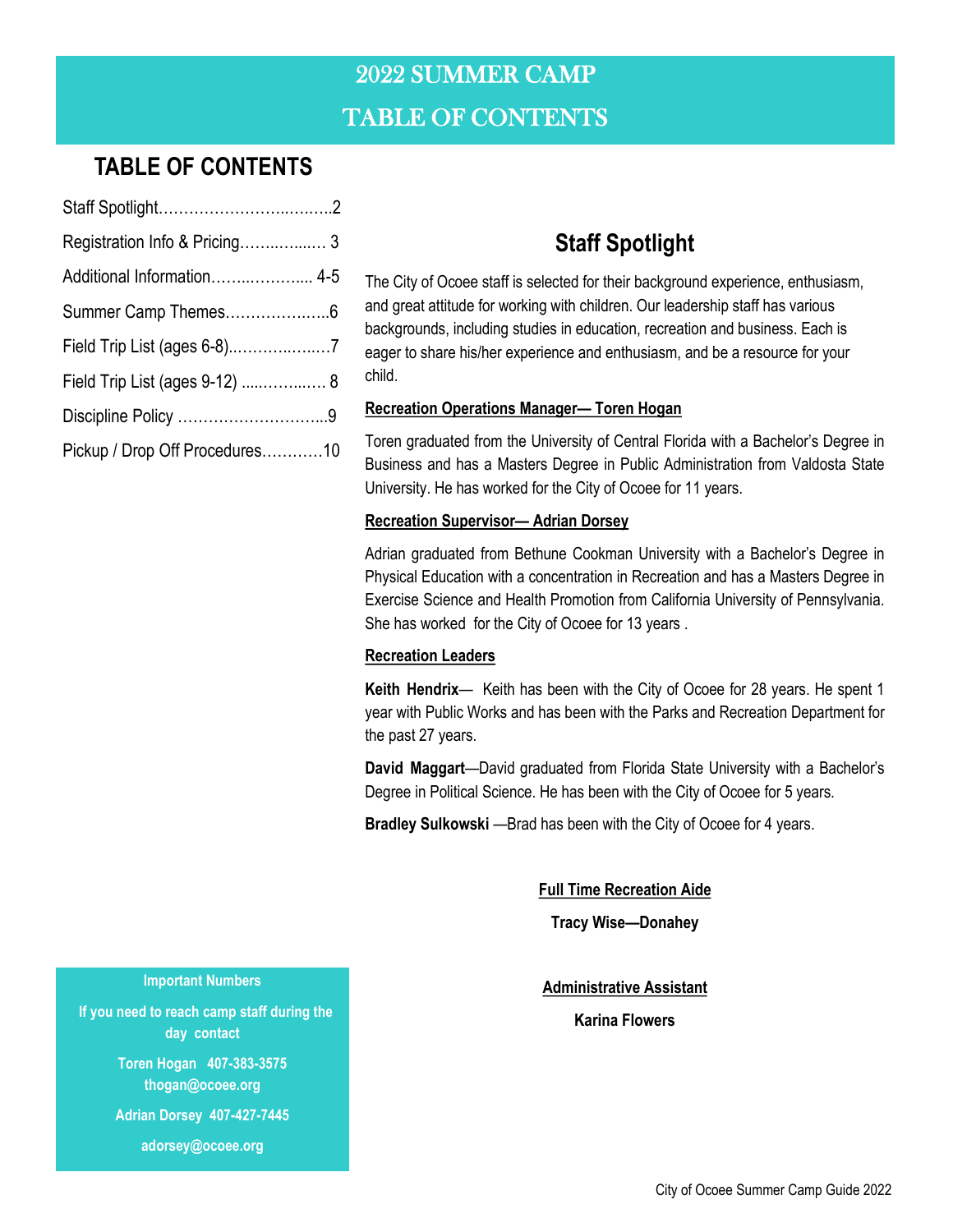# 2022 SUMMER CAMP
# TABLE OF CONTENTS

## TABLE OF CONTENTS

Staff Spotlight……………………..…….2

Registration Info & Pricing……..…...… 3

Additional Information……..………... 4-5

Summer Camp Themes………………..6

Field Trip List (ages 6-8)..………..……7

Field Trip List (ages 9-12) .....……..… 8

Discipline Policy ………………………...9

Pickup / Drop Off Procedures…………10

**Important Numbers**

**If you need to reach camp staff during the day contact**

**Toren Hogan 407-383-3575**
**thogan@ocoee.org**

**Adrian Dorsey 407-427-7445**

**adorsey@ocoee.org**

## Staff Spotlight

The City of Ocoee staff is selected for their background experience, enthusiasm, and great attitude for working with children. Our leadership staff has various backgrounds, including studies in education, recreation and business. Each is eager to share his/her experience and enthusiasm, and be a resource for your child.

**Recreation Operations Manager— Toren Hogan**

Toren graduated from the University of Central Florida with a Bachelor's Degree in Business and has a Masters Degree in Public Administration from Valdosta State University. He has worked for the City of Ocoee for 11 years.

**Recreation Supervisor— Adrian Dorsey**

Adrian graduated from Bethune Cookman University with a Bachelor's Degree in Physical Education with a concentration in Recreation and has a Masters Degree in Exercise Science and Health Promotion from California University of Pennsylvania. She has worked for the City of Ocoee for 13 years .

**Recreation Leaders**

**Keith Hendrix**— Keith has been with the City of Ocoee for 28 years. He spent 1 year with Public Works and has been with the Parks and Recreation Department for the past 27 years.

**David Maggart**—David graduated from Florida State University with a Bachelor's Degree in Political Science. He has been with the City of Ocoee for 5 years.

**Bradley Sulkowski** —Brad has been with the City of Ocoee for 4 years.

**Full Time Recreation Aide**

**Tracy Wise—Donahey**

**Administrative Assistant**

**Karina Flowers**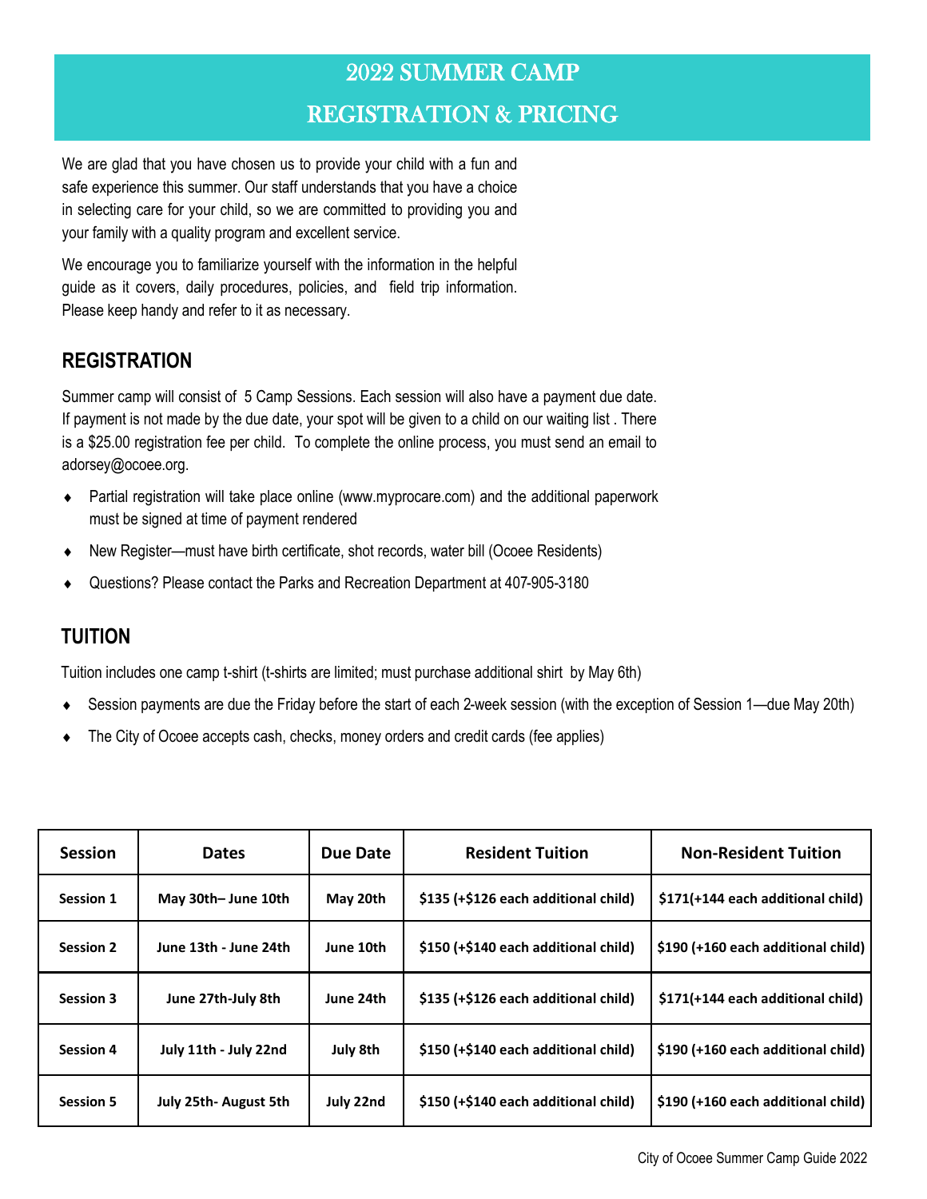# 2022 SUMMER CAMP

# REGISTRATION & PRICING

We are glad that you have chosen us to provide your child with a fun and safe experience this summer. Our staff understands that you have a choice in selecting care for your child, so we are committed to providing you and your family with a quality program and excellent service.

We encourage you to familiarize yourself with the information in the helpful guide as it covers, daily procedures, policies, and field trip information. Please keep handy and refer to it as necessary.

## REGISTRATION

Summer camp will consist of 5 Camp Sessions. Each session will also have a payment due date. If payment is not made by the due date, your spot will be given to a child on our waiting list . There is a $25.00 registration fee per child. To complete the online process, you must send an email to adorsey@ocoee.org.

- Partial registration will take place online (www.myprocare.com) and the additional paperwork must be signed at time of payment rendered
- New Register—must have birth certificate, shot records, water bill (Ocoee Residents)
- Questions? Please contact the Parks and Recreation Department at 407-905-3180

## TUITION

Tuition includes one camp t-shirt (t-shirts are limited; must purchase additional shirt by May 6th)

- Session payments are due the Friday before the start of each 2-week session (with the exception of Session 1—due May 20th)
- The City of Ocoee accepts cash, checks, money orders and credit cards (fee applies)

| Session | Dates | Due Date | Resident Tuition | Non-Resident Tuition |
|---|---|---|---|---|
| Session 1 | May 30th– June 10th | May 20th | $135 (+$126 each additional child) | $171(+144 each additional child) |
| Session 2 | June 13th - June 24th | June 10th | $150 (+$140 each additional child) | $190 (+160 each additional child) |
| Session 3 | June 27th-July 8th | June 24th | $135 (+$126 each additional child) | $171(+144 each additional child) |
| Session 4 | July 11th - July 22nd | July 8th | $150 (+$140 each additional child) | $190 (+160 each additional child) |
| Session 5 | July 25th- August 5th | July 22nd | $150 (+$140 each additional child) | $190 (+160 each additional child) |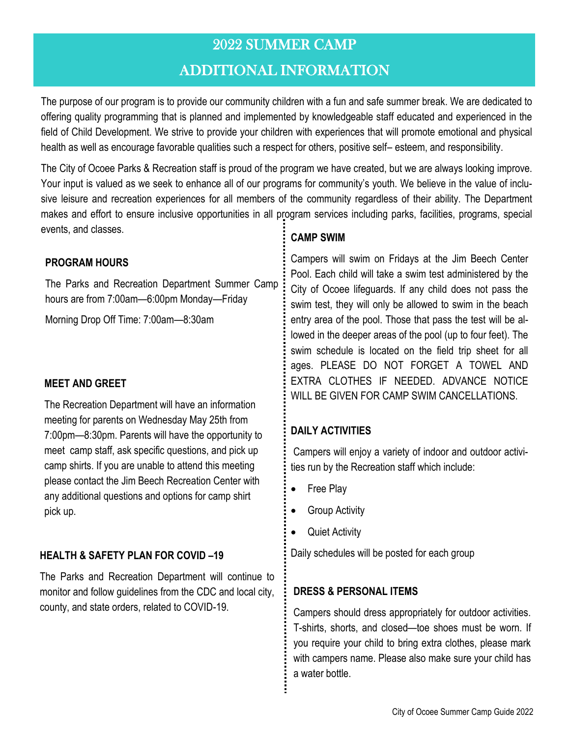# 2022 SUMMER CAMP
# ADDITIONAL INFORMATION

The purpose of our program is to provide our community children with a fun and safe summer break. We are dedicated to offering quality programming that is planned and implemented by knowledgeable staff educated and experienced in the field of Child Development. We strive to provide your children with experiences that will promote emotional and physical health as well as encourage favorable qualities such a respect for others, positive self– esteem, and responsibility.

The City of Ocoee Parks & Recreation staff is proud of the program we have created, but we are always looking improve. Your input is valued as we seek to enhance all of our programs for community's youth. We believe in the value of inclusive leisure and recreation experiences for all members of the community regardless of their ability. The Department makes and effort to ensure inclusive opportunities in all program services including parks, facilities, programs, special events, and classes.

### PROGRAM HOURS

The Parks and Recreation Department Summer Camp hours are from 7:00am—6:00pm Monday—Friday

Morning Drop Off Time: 7:00am—8:30am

### MEET AND GREET

The Recreation Department will have an information meeting for parents on Wednesday May 25th from 7:00pm—8:30pm. Parents will have the opportunity to meet camp staff, ask specific questions, and pick up camp shirts. If you are unable to attend this meeting please contact the Jim Beech Recreation Center with any additional questions and options for camp shirt pick up.

### HEALTH & SAFETY PLAN FOR COVID –19

The Parks and Recreation Department will continue to monitor and follow guidelines from the CDC and local city, county, and state orders, related to COVID-19.

### CAMP SWIM

Campers will swim on Fridays at the Jim Beech Center Pool. Each child will take a swim test administered by the City of Ocoee lifeguards. If any child does not pass the swim test, they will only be allowed to swim in the beach entry area of the pool. Those that pass the test will be allowed in the deeper areas of the pool (up to four feet). The swim schedule is located on the field trip sheet for all ages. PLEASE DO NOT FORGET A TOWEL AND EXTRA CLOTHES IF NEEDED. ADVANCE NOTICE WILL BE GIVEN FOR CAMP SWIM CANCELLATIONS.

### DAILY ACTIVITIES

Campers will enjoy a variety of indoor and outdoor activities run by the Recreation staff which include:

- Free Play
- Group Activity
- Quiet Activity

Daily schedules will be posted for each group

### DRESS & PERSONAL ITEMS

Campers should dress appropriately for outdoor activities. T-shirts, shorts, and closed—toe shoes must be worn. If you require your child to bring extra clothes, please mark with campers name. Please also make sure your child has a water bottle.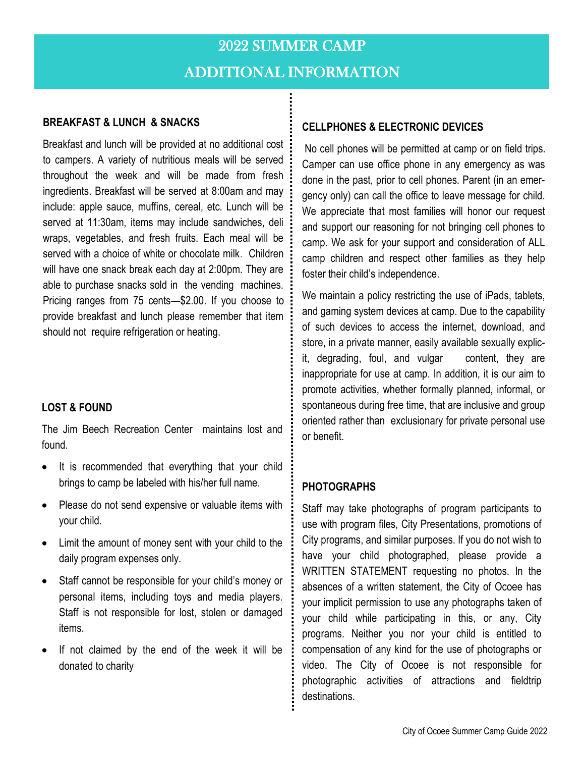# 2022 SUMMER CAMP

# ADDITIONAL INFORMATION

### BREAKFAST & LUNCH & SNACKS

Breakfast and lunch will be provided at no additional cost to campers. A variety of nutritious meals will be served throughout the week and will be made from fresh ingredients. Breakfast will be served at 8:00am and may include: apple sauce, muffins, cereal, etc. Lunch will be served at 11:30am, items may include sandwiches, deli wraps, vegetables, and fresh fruits. Each meal will be served with a choice of white or chocolate milk. Children will have one snack break each day at 2:00pm. They are able to purchase snacks sold in the vending machines. Pricing ranges from 75 cents—$2.00. If you choose to provide breakfast and lunch please remember that item should not require refrigeration or heating.

### LOST & FOUND

The Jim Beech Recreation Center maintains lost and found.

- It is recommended that everything that your child brings to camp be labeled with his/her full name.
- Please do not send expensive or valuable items with your child.
- Limit the amount of money sent with your child to the daily program expenses only.
- Staff cannot be responsible for your child's money or personal items, including toys and media players. Staff is not responsible for lost, stolen or damaged items.
- If not claimed by the end of the week it will be donated to charity

### CELLPHONES & ELECTRONIC DEVICES

No cell phones will be permitted at camp or on field trips. Camper can use office phone in any emergency as was done in the past, prior to cell phones. Parent (in an emergency only) can call the office to leave message for child. We appreciate that most families will honor our request and support our reasoning for not bringing cell phones to camp. We ask for your support and consideration of ALL camp children and respect other families as they help foster their child's independence.

We maintain a policy restricting the use of iPads, tablets, and gaming system devices at camp. Due to the capability of such devices to access the internet, download, and store, in a private manner, easily available sexually explicit, degrading, foul, and vulgar content, they are inappropriate for use at camp. In addition, it is our aim to promote activities, whether formally planned, informal, or spontaneous during free time, that are inclusive and group oriented rather than exclusionary for private personal use or benefit.

### PHOTOGRAPHS

Staff may take photographs of program participants to use with program files, City Presentations, promotions of City programs, and similar purposes. If you do not wish to have your child photographed, please provide a WRITTEN STATEMENT requesting no photos. In the absences of a written statement, the City of Ocoee has your implicit permission to use any photographs taken of your child while participating in this, or any, City programs. Neither you nor your child is entitled to compensation of any kind for the use of photographs or video. The City of Ocoee is not responsible for photographic activities of attractions and fieldtrip destinations.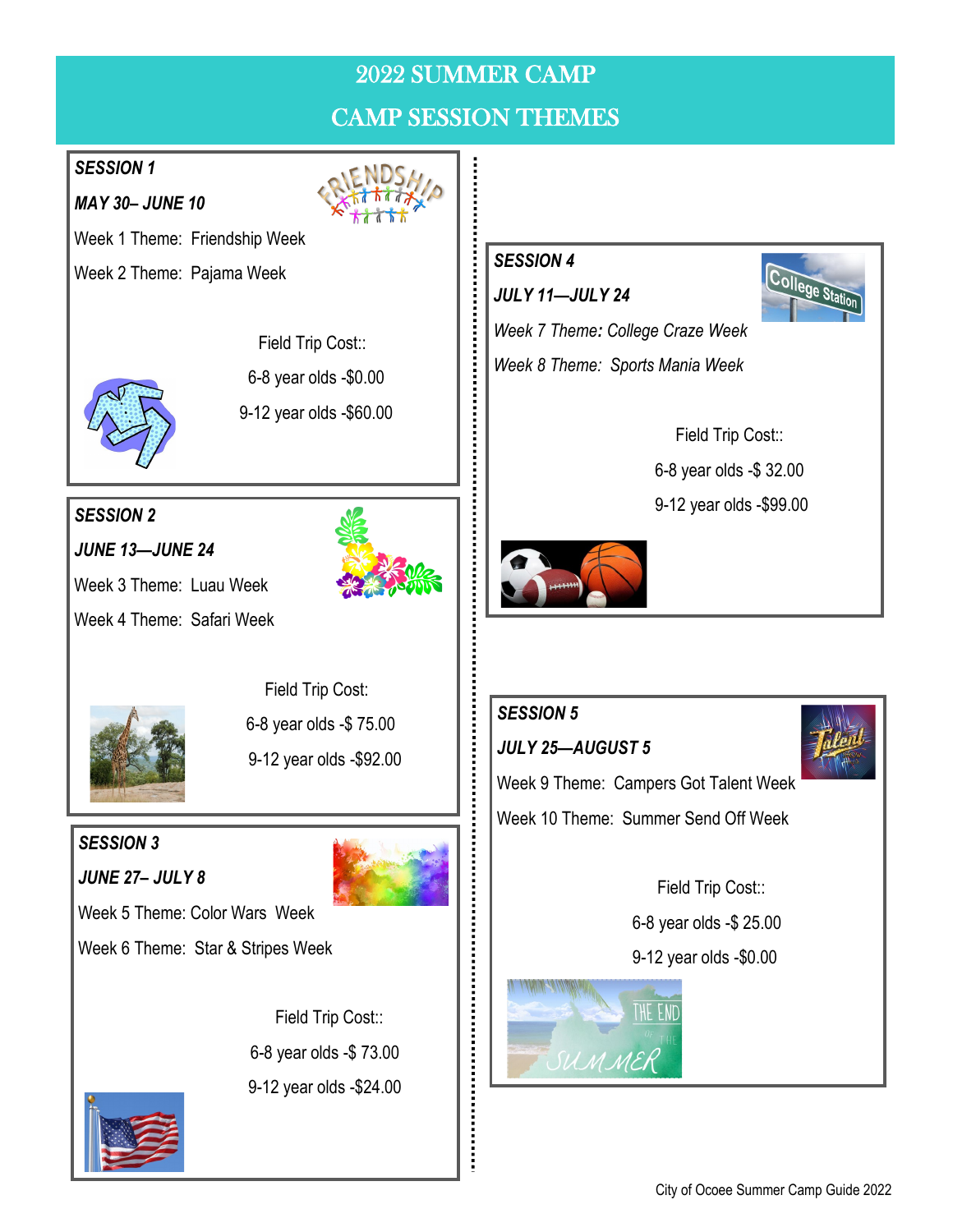# 2022 SUMMER CAMP

## CAMP SESSION THEMES

***SESSION 1***

***MAY 30– JUNE 10***

Week 1 Theme: Friendship Week

Week 2 Theme: Pajama Week

Field Trip Cost::

6-8 year olds -$0.00

9-12 year olds -$60.00

***SESSION 2***

***JUNE 13—JUNE 24***

Week 3 Theme: Luau Week

Week 4 Theme: Safari Week

Field Trip Cost:

6-8 year olds -$ 75.00

9-12 year olds -$92.00

***SESSION 3***

***JUNE 27– JULY 8***

Week 5 Theme: Color Wars Week

Week 6 Theme: Star & Stripes Week

Field Trip Cost::

6-8 year olds -$ 73.00

9-12 year olds -$24.00

***SESSION 4***

***JULY 11—JULY 24***

*Week 7 Theme: College Craze Week*

*Week 8 Theme: Sports Mania Week*

Field Trip Cost::

6-8 year olds -$ 32.00

9-12 year olds -$99.00

***SESSION 5***

***JULY 25—AUGUST 5***

Week 9 Theme: Campers Got Talent Week

Week 10 Theme: Summer Send Off Week

Field Trip Cost::

6-8 year olds -$ 25.00

9-12 year olds -$0.00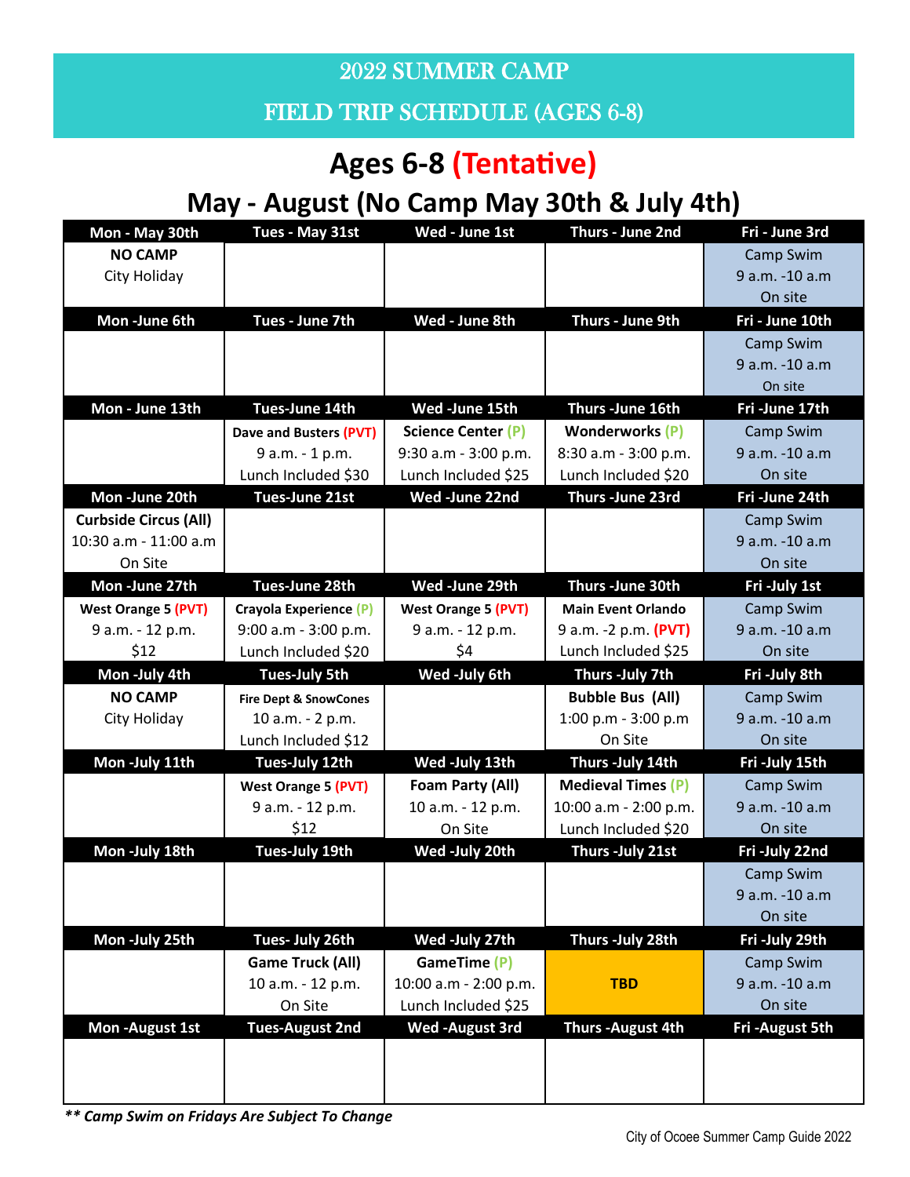# 2022 SUMMER CAMP

# FIELD TRIP SCHEDULE (AGES 6-8)

## Ages 6-8 (Tentative)

## May - August (No Camp May 30th & July 4th)

| Mon - May 30th | Tues - May 31st | Wed - June 1st | Thurs - June 2nd | Fri - June 3rd |
|---|---|---|---|---|
| **NO CAMP** City Holiday | | | | Camp Swim 9 a.m. -10 a.m On site |
| **Mon -June 6th** | **Tues - June 7th** | **Wed - June 8th** | **Thurs - June 9th** | **Fri - June 10th** |
| | | | | Camp Swim 9 a.m. -10 a.m On site |
| **Mon - June 13th** | **Tues-June 14th** | **Wed -June 15th** | **Thurs -June 16th** | **Fri -June 17th** |
| | **Dave and Busters (PVT)** 9 a.m. - 1 p.m. Lunch Included $30 | **Science Center (P)** 9:30 a.m - 3:00 p.m. Lunch Included $25 | **Wonderworks (P)** 8:30 a.m - 3:00 p.m. Lunch Included $20 | Camp Swim 9 a.m. -10 a.m On site |
| **Mon -June 20th** | **Tues-June 21st** | **Wed -June 22nd** | **Thurs -June 23rd** | **Fri -June 24th** |
| **Curbside Circus (All)** 10:30 a.m - 11:00 a.m On Site | | | | Camp Swim 9 a.m. -10 a.m On site |
| **Mon -June 27th** | **Tues-June 28th** | **Wed -June 29th** | **Thurs -June 30th** | **Fri -July 1st** |
| **West Orange 5 (PVT)** 9 a.m. - 12 p.m. $12 | **Crayola Experience (P)** 9:00 a.m - 3:00 p.m. Lunch Included $20 | **West Orange 5 (PVT)** 9 a.m. - 12 p.m. $4 | **Main Event Orlando** 9 a.m. -2 p.m. **(PVT)** Lunch Included $25 | Camp Swim 9 a.m. -10 a.m On site |
| **Mon -July 4th** | **Tues-July 5th** | **Wed -July 6th** | **Thurs -July 7th** | **Fri -July 8th** |
| **NO CAMP** City Holiday | **Fire Dept & SnowCones** 10 a.m. - 2 p.m. Lunch Included $12 | | **Bubble Bus (All)** 1:00 p.m - 3:00 p.m On Site | Camp Swim 9 a.m. -10 a.m On site |
| **Mon -July 11th** | **Tues-July 12th** | **Wed -July 13th** | **Thurs -July 14th** | **Fri -July 15th** |
| | **West Orange 5 (PVT)** 9 a.m. - 12 p.m. $12 | **Foam Party (All)** 10 a.m. - 12 p.m. On Site | **Medieval Times (P)** 10:00 a.m - 2:00 p.m. Lunch Included $20 | Camp Swim 9 a.m. -10 a.m On site |
| **Mon -July 18th** | **Tues-July 19th** | **Wed -July 20th** | **Thurs -July 21st** | **Fri -July 22nd** |
| | | | | Camp Swim 9 a.m. -10 a.m On site |
| **Mon -July 25th** | **Tues- July 26th** | **Wed -July 27th** | **Thurs -July 28th** | **Fri -July 29th** |
| | **Game Truck (All)** 10 a.m. - 12 p.m. On Site | **GameTime (P)** 10:00 a.m - 2:00 p.m. Lunch Included $25 | **TBD** | Camp Swim 9 a.m. -10 a.m On site |
| **Mon -August 1st** | **Tues-August 2nd** | **Wed -August 3rd** | **Thurs -August 4th** | **Fri -August 5th** |
| | | | | |

***\*\* Camp Swim on Fridays Are Subject To Change***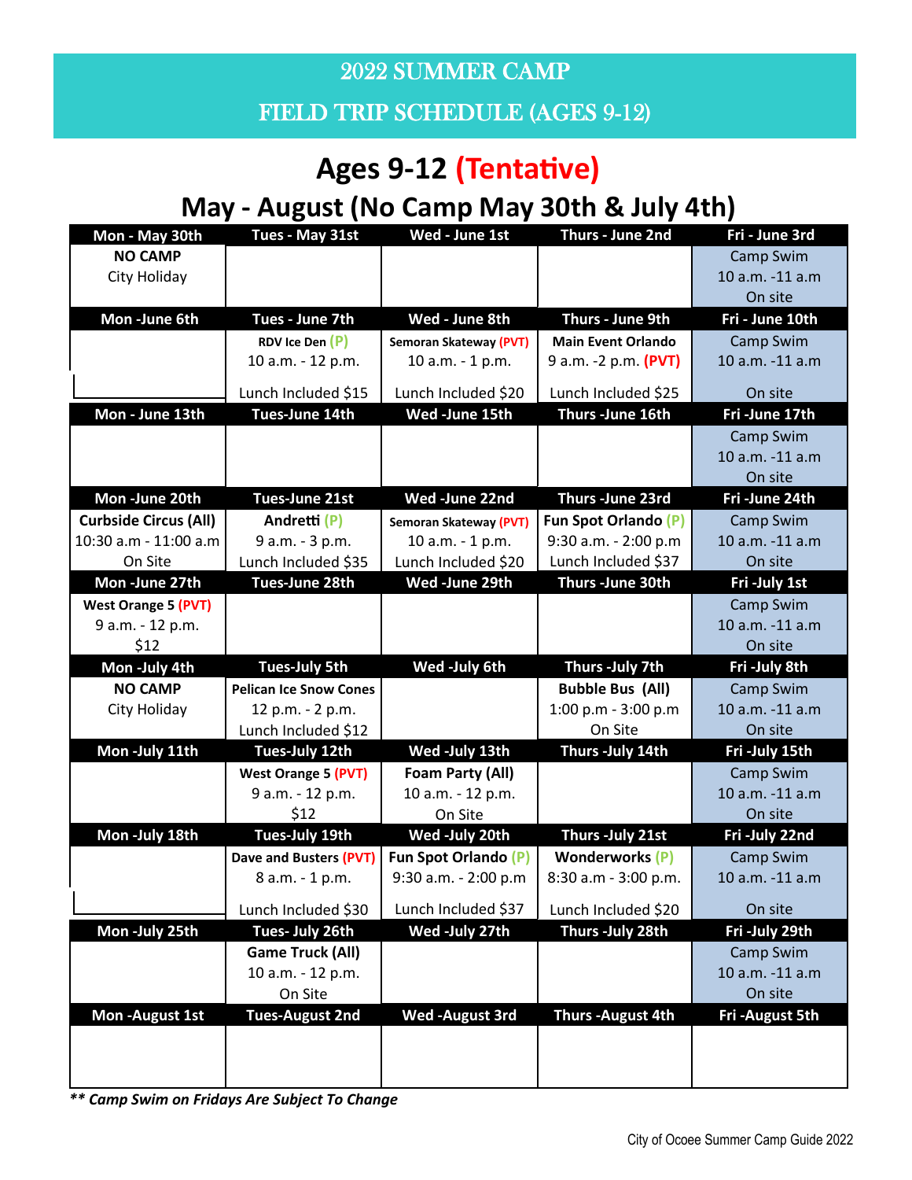# 2022 SUMMER CAMP

# FIELD TRIP SCHEDULE (AGES 9-12)

## Ages 9-12 (Tentative)

## May - August (No Camp May 30th & July 4th)

| Mon - May 30th | Tues - May 31st | Wed - June 1st | Thurs - June 2nd | Fri - June 3rd |
|---|---|---|---|---|
| **NO CAMP** City Holiday | | | | Camp Swim 10 a.m. -11 a.m On site |
| **Mon -June 6th** | **Tues - June 7th** | **Wed - June 8th** | **Thurs - June 9th** | **Fri - June 10th** |
| | **RDV Ice Den** (P) 10 a.m. - 12 p.m. Lunch Included $15 | **Semoran Skateway** (PVT) 10 a.m. - 1 p.m. Lunch Included $20 | **Main Event Orlando** 9 a.m. -2 p.m. (PVT) Lunch Included $25 | Camp Swim 10 a.m. -11 a.m On site |
| **Mon - June 13th** | **Tues-June 14th** | **Wed -June 15th** | **Thurs -June 16th** | **Fri -June 17th** |
| | | | | Camp Swim 10 a.m. -11 a.m On site |
| **Mon -June 20th** | **Tues-June 21st** | **Wed -June 22nd** | **Thurs -June 23rd** | **Fri -June 24th** |
| **Curbside Circus (All)** 10:30 a.m - 11:00 a.m On Site | **Andretti** (P) 9 a.m. - 3 p.m. Lunch Included $35 | **Semoran Skateway** (PVT) 10 a.m. - 1 p.m. Lunch Included $20 | **Fun Spot Orlando** (P) 9:30 a.m. - 2:00 p.m Lunch Included $37 | Camp Swim 10 a.m. -11 a.m On site |
| **Mon -June 27th** | **Tues-June 28th** | **Wed -June 29th** | **Thurs -June 30th** | **Fri -July 1st** |
| **West Orange 5** (PVT) 9 a.m. - 12 p.m. $12 | | | | Camp Swim 10 a.m. -11 a.m On site |
| **Mon -July 4th** | **Tues-July 5th** | **Wed -July 6th** | **Thurs -July 7th** | **Fri -July 8th** |
| **NO CAMP** City Holiday | **Pelican Ice Snow Cones** 12 p.m. - 2 p.m. Lunch Included $12 | | **Bubble Bus (All)** 1:00 p.m - 3:00 p.m On Site | Camp Swim 10 a.m. -11 a.m On site |
| **Mon -July 11th** | **Tues-July 12th** | **Wed -July 13th** | **Thurs -July 14th** | **Fri -July 15th** |
| | **West Orange 5** (PVT) 9 a.m. - 12 p.m. $12 | **Foam Party (All)** 10 a.m. - 12 p.m. On Site | | Camp Swim 10 a.m. -11 a.m On site |
| **Mon -July 18th** | **Tues-July 19th** | **Wed -July 20th** | **Thurs -July 21st** | **Fri -July 22nd** |
| | **Dave and Busters** (PVT) 8 a.m. - 1 p.m. Lunch Included $30 | **Fun Spot Orlando** (P) 9:30 a.m. - 2:00 p.m Lunch Included $37 | **Wonderworks** (P) 8:30 a.m - 3:00 p.m. Lunch Included $20 | Camp Swim 10 a.m. -11 a.m On site |
| **Mon -July 25th** | **Tues- July 26th** | **Wed -July 27th** | **Thurs -July 28th** | **Fri -July 29th** |
| | **Game Truck (All)** 10 a.m. - 12 p.m. On Site | | | Camp Swim 10 a.m. -11 a.m On site |
| **Mon -August 1st** | **Tues-August 2nd** | **Wed -August 3rd** | **Thurs -August 4th** | **Fri -August 5th** |
| | | | | |

***\*\* Camp Swim on Fridays Are Subject To Change***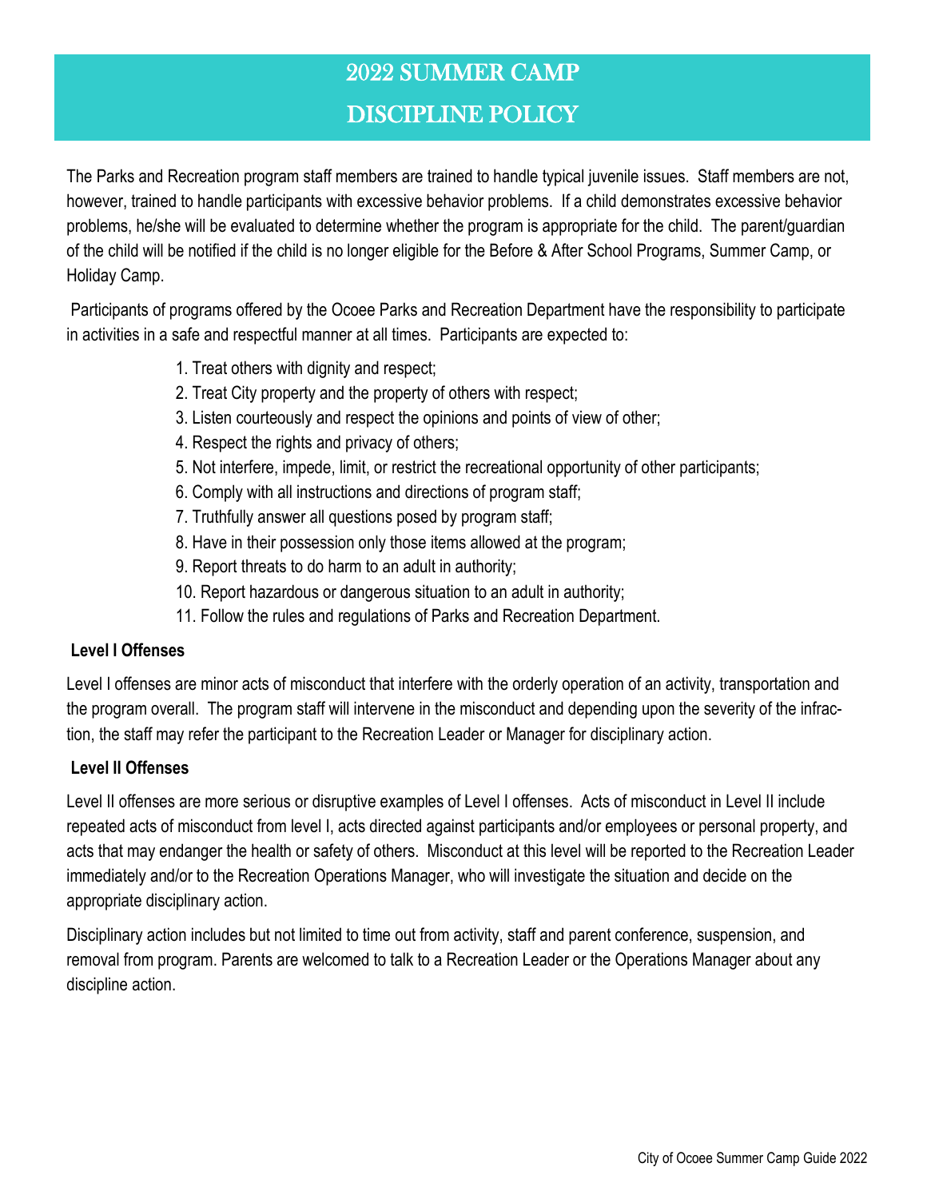# 2022 SUMMER CAMP

# DISCIPLINE POLICY

The Parks and Recreation program staff members are trained to handle typical juvenile issues. Staff members are not, however, trained to handle participants with excessive behavior problems. If a child demonstrates excessive behavior problems, he/she will be evaluated to determine whether the program is appropriate for the child. The parent/guardian of the child will be notified if the child is no longer eligible for the Before & After School Programs, Summer Camp, or Holiday Camp.

Participants of programs offered by the Ocoee Parks and Recreation Department have the responsibility to participate in activities in a safe and respectful manner at all times. Participants are expected to:

1. Treat others with dignity and respect;
2. Treat City property and the property of others with respect;
3. Listen courteously and respect the opinions and points of view of other;
4. Respect the rights and privacy of others;
5. Not interfere, impede, limit, or restrict the recreational opportunity of other participants;
6. Comply with all instructions and directions of program staff;
7. Truthfully answer all questions posed by program staff;
8. Have in their possession only those items allowed at the program;
9. Report threats to do harm to an adult in authority;
10. Report hazardous or dangerous situation to an adult in authority;
11. Follow the rules and regulations of Parks and Recreation Department.

**Level I Offenses**

Level I offenses are minor acts of misconduct that interfere with the orderly operation of an activity, transportation and the program overall. The program staff will intervene in the misconduct and depending upon the severity of the infraction, the staff may refer the participant to the Recreation Leader or Manager for disciplinary action.

**Level II Offenses**

Level II offenses are more serious or disruptive examples of Level I offenses. Acts of misconduct in Level II include repeated acts of misconduct from level I, acts directed against participants and/or employees or personal property, and acts that may endanger the health or safety of others. Misconduct at this level will be reported to the Recreation Leader immediately and/or to the Recreation Operations Manager, who will investigate the situation and decide on the appropriate disciplinary action.

Disciplinary action includes but not limited to time out from activity, staff and parent conference, suspension, and removal from program. Parents are welcomed to talk to a Recreation Leader or the Operations Manager about any discipline action.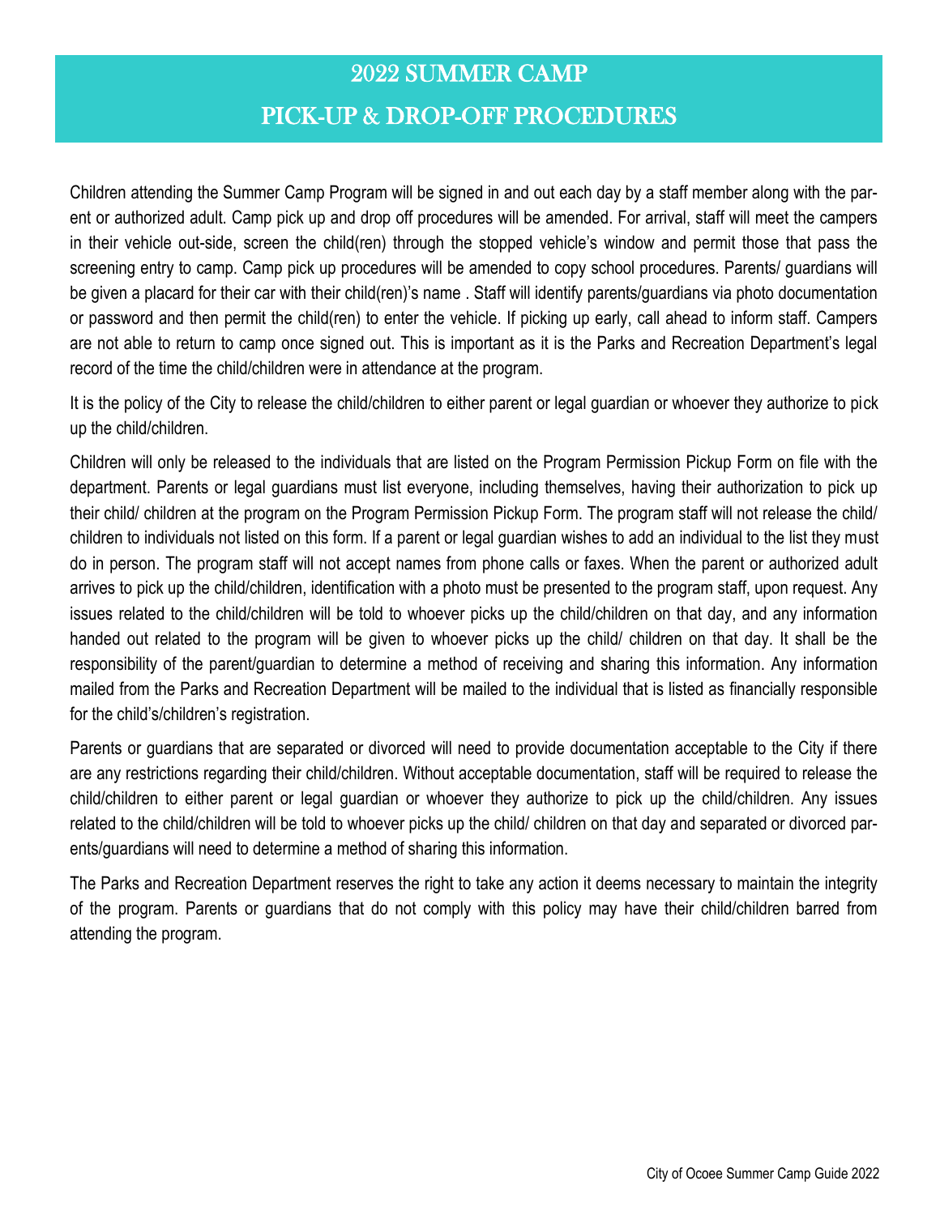# 2022 SUMMER CAMP
# PICK-UP & DROP-OFF PROCEDURES

Children attending the Summer Camp Program will be signed in and out each day by a staff member along with the parent or authorized adult. Camp pick up and drop off procedures will be amended. For arrival, staff will meet the campers in their vehicle out-side, screen the child(ren) through the stopped vehicle's window and permit those that pass the screening entry to camp. Camp pick up procedures will be amended to copy school procedures. Parents/ guardians will be given a placard for their car with their child(ren)'s name . Staff will identify parents/guardians via photo documentation or password and then permit the child(ren) to enter the vehicle. If picking up early, call ahead to inform staff. Campers are not able to return to camp once signed out. This is important as it is the Parks and Recreation Department's legal record of the time the child/children were in attendance at the program.

It is the policy of the City to release the child/children to either parent or legal guardian or whoever they authorize to pick up the child/children.

Children will only be released to the individuals that are listed on the Program Permission Pickup Form on file with the department. Parents or legal guardians must list everyone, including themselves, having their authorization to pick up their child/ children at the program on the Program Permission Pickup Form. The program staff will not release the child/ children to individuals not listed on this form. If a parent or legal guardian wishes to add an individual to the list they must do in person. The program staff will not accept names from phone calls or faxes. When the parent or authorized adult arrives to pick up the child/children, identification with a photo must be presented to the program staff, upon request. Any issues related to the child/children will be told to whoever picks up the child/children on that day, and any information handed out related to the program will be given to whoever picks up the child/ children on that day. It shall be the responsibility of the parent/guardian to determine a method of receiving and sharing this information. Any information mailed from the Parks and Recreation Department will be mailed to the individual that is listed as financially responsible for the child's/children's registration.

Parents or guardians that are separated or divorced will need to provide documentation acceptable to the City if there are any restrictions regarding their child/children. Without acceptable documentation, staff will be required to release the child/children to either parent or legal guardian or whoever they authorize to pick up the child/children. Any issues related to the child/children will be told to whoever picks up the child/ children on that day and separated or divorced parents/guardians will need to determine a method of sharing this information.

The Parks and Recreation Department reserves the right to take any action it deems necessary to maintain the integrity of the program. Parents or guardians that do not comply with this policy may have their child/children barred from attending the program.